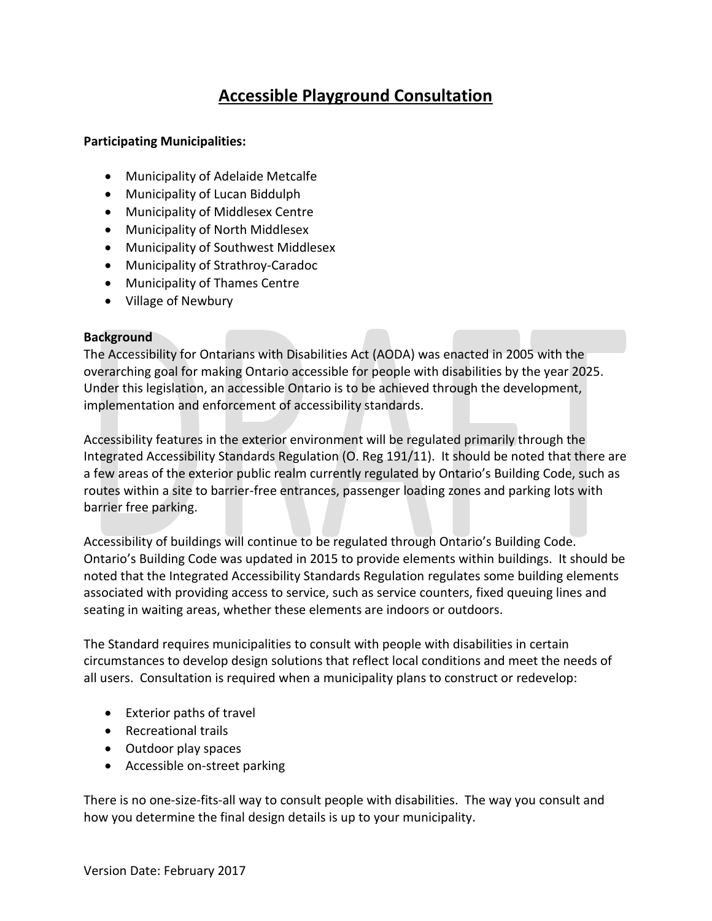# Accessible Playground Consultation

**Participating Municipalities:**

- Municipality of Adelaide Metcalfe
- Municipality of Lucan Biddulph
- Municipality of Middlesex Centre
- Municipality of North Middlesex
- Municipality of Southwest Middlesex
- Municipality of Strathroy-Caradoc
- Municipality of Thames Centre
- Village of Newbury

**Background**

The Accessibility for Ontarians with Disabilities Act (AODA) was enacted in 2005 with the overarching goal for making Ontario accessible for people with disabilities by the year 2025. Under this legislation, an accessible Ontario is to be achieved through the development, implementation and enforcement of accessibility standards.

Accessibility features in the exterior environment will be regulated primarily through the Integrated Accessibility Standards Regulation (O. Reg 191/11). It should be noted that there are a few areas of the exterior public realm currently regulated by Ontario's Building Code, such as routes within a site to barrier-free entrances, passenger loading zones and parking lots with barrier free parking.

Accessibility of buildings will continue to be regulated through Ontario's Building Code. Ontario's Building Code was updated in 2015 to provide elements within buildings. It should be noted that the Integrated Accessibility Standards Regulation regulates some building elements associated with providing access to service, such as service counters, fixed queuing lines and seating in waiting areas, whether these elements are indoors or outdoors.

The Standard requires municipalities to consult with people with disabilities in certain circumstances to develop design solutions that reflect local conditions and meet the needs of all users. Consultation is required when a municipality plans to construct or redevelop:

- Exterior paths of travel
- Recreational trails
- Outdoor play spaces
- Accessible on-street parking

There is no one-size-fits-all way to consult people with disabilities. The way you consult and how you determine the final design details is up to your municipality.

Version Date: February 2017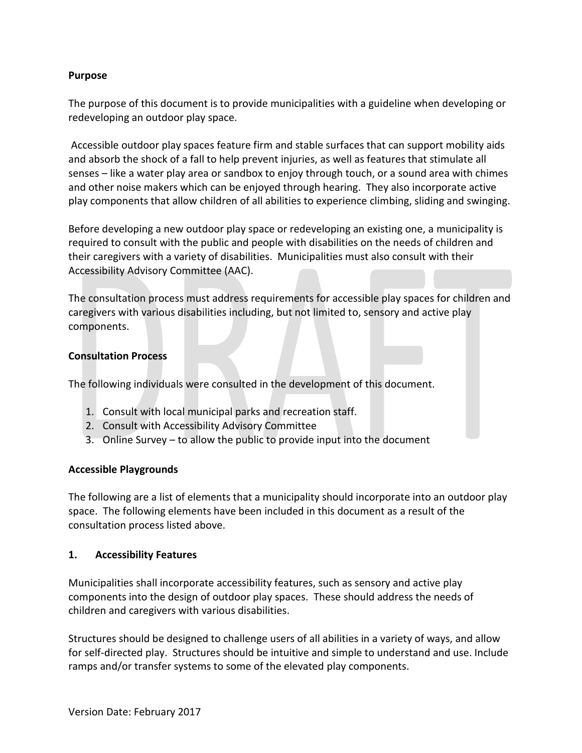**Purpose**

The purpose of this document is to provide municipalities with a guideline when developing or redeveloping an outdoor play space.

Accessible outdoor play spaces feature firm and stable surfaces that can support mobility aids and absorb the shock of a fall to help prevent injuries, as well as features that stimulate all senses – like a water play area or sandbox to enjoy through touch, or a sound area with chimes and other noise makers which can be enjoyed through hearing. They also incorporate active play components that allow children of all abilities to experience climbing, sliding and swinging.

Before developing a new outdoor play space or redeveloping an existing one, a municipality is required to consult with the public and people with disabilities on the needs of children and their caregivers with a variety of disabilities. Municipalities must also consult with their Accessibility Advisory Committee (AAC).

The consultation process must address requirements for accessible play spaces for children and caregivers with various disabilities including, but not limited to, sensory and active play components.

**Consultation Process**

The following individuals were consulted in the development of this document.

1. Consult with local municipal parks and recreation staff.
2. Consult with Accessibility Advisory Committee
3. Online Survey – to allow the public to provide input into the document

**Accessible Playgrounds**

The following are a list of elements that a municipality should incorporate into an outdoor play space. The following elements have been included in this document as a result of the consultation process listed above.

**1. Accessibility Features**

Municipalities shall incorporate accessibility features, such as sensory and active play components into the design of outdoor play spaces. These should address the needs of children and caregivers with various disabilities.

Structures should be designed to challenge users of all abilities in a variety of ways, and allow for self-directed play. Structures should be intuitive and simple to understand and use. Include ramps and/or transfer systems to some of the elevated play components.

Version Date: February 2017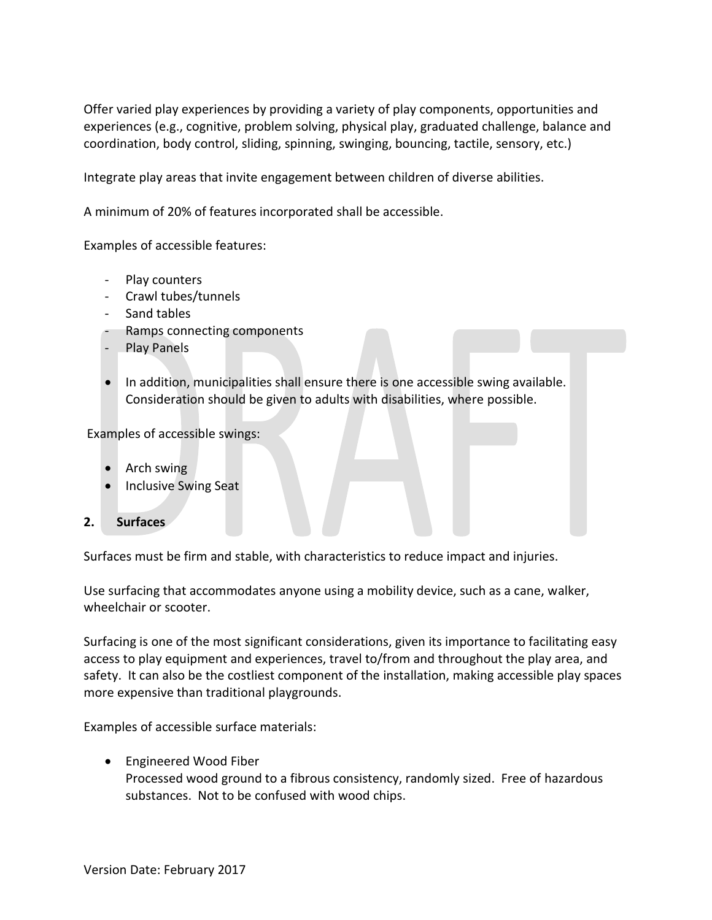Offer varied play experiences by providing a variety of play components, opportunities and experiences (e.g., cognitive, problem solving, physical play, graduated challenge, balance and coordination, body control, sliding, spinning, swinging, bouncing, tactile, sensory, etc.)

Integrate play areas that invite engagement between children of diverse abilities.

A minimum of 20% of features incorporated shall be accessible.

Examples of accessible features:

- Play counters
- Crawl tubes/tunnels
- Sand tables
- Ramps connecting components
- Play Panels

- In addition, municipalities shall ensure there is one accessible swing available. Consideration should be given to adults with disabilities, where possible.

Examples of accessible swings:

- Arch swing
- Inclusive Swing Seat

## 2. Surfaces

Surfaces must be firm and stable, with characteristics to reduce impact and injuries.

Use surfacing that accommodates anyone using a mobility device, such as a cane, walker, wheelchair or scooter.

Surfacing is one of the most significant considerations, given its importance to facilitating easy access to play equipment and experiences, travel to/from and throughout the play area, and safety. It can also be the costliest component of the installation, making accessible play spaces more expensive than traditional playgrounds.

Examples of accessible surface materials:

- Engineered Wood Fiber
  Processed wood ground to a fibrous consistency, randomly sized. Free of hazardous substances. Not to be confused with wood chips.

Version Date: February 2017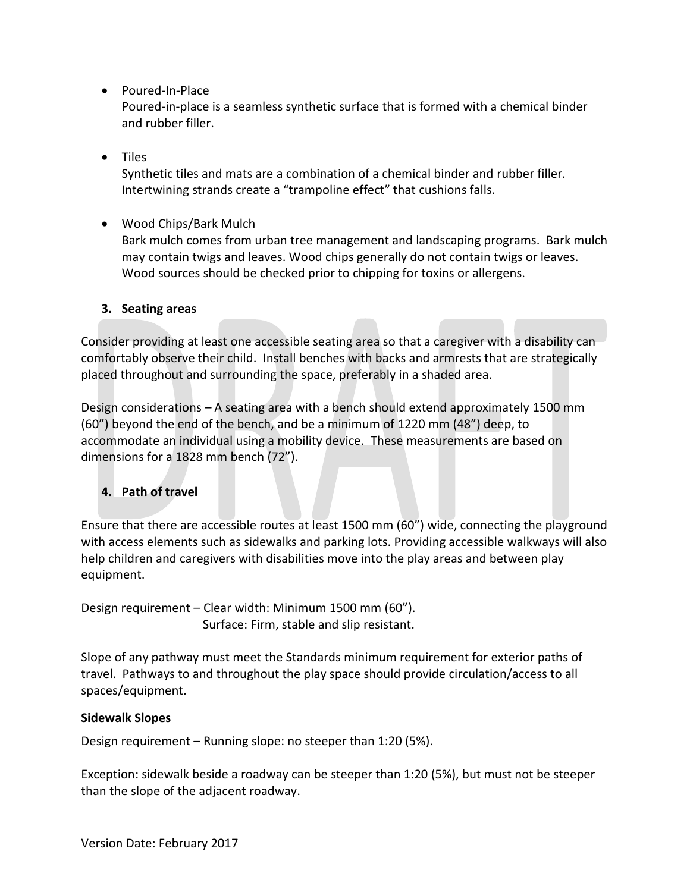- Poured-In-Place
  Poured-in-place is a seamless synthetic surface that is formed with a chemical binder and rubber filler.

- Tiles
  Synthetic tiles and mats are a combination of a chemical binder and rubber filler. Intertwining strands create a "trampoline effect" that cushions falls.

- Wood Chips/Bark Mulch
  Bark mulch comes from urban tree management and landscaping programs. Bark mulch may contain twigs and leaves. Wood chips generally do not contain twigs or leaves. Wood sources should be checked prior to chipping for toxins or allergens.

### 3. Seating areas

Consider providing at least one accessible seating area so that a caregiver with a disability can comfortably observe their child. Install benches with backs and armrests that are strategically placed throughout and surrounding the space, preferably in a shaded area.

Design considerations – A seating area with a bench should extend approximately 1500 mm (60") beyond the end of the bench, and be a minimum of 1220 mm (48") deep, to accommodate an individual using a mobility device. These measurements are based on dimensions for a 1828 mm bench (72").

### 4. Path of travel

Ensure that there are accessible routes at least 1500 mm (60") wide, connecting the playground with access elements such as sidewalks and parking lots. Providing accessible walkways will also help children and caregivers with disabilities move into the play areas and between play equipment.

Design requirement – Clear width: Minimum 1500 mm (60").
Surface: Firm, stable and slip resistant.

Slope of any pathway must meet the Standards minimum requirement for exterior paths of travel. Pathways to and throughout the play space should provide circulation/access to all spaces/equipment.

**Sidewalk Slopes**

Design requirement – Running slope: no steeper than 1:20 (5%).

Exception: sidewalk beside a roadway can be steeper than 1:20 (5%), but must not be steeper than the slope of the adjacent roadway.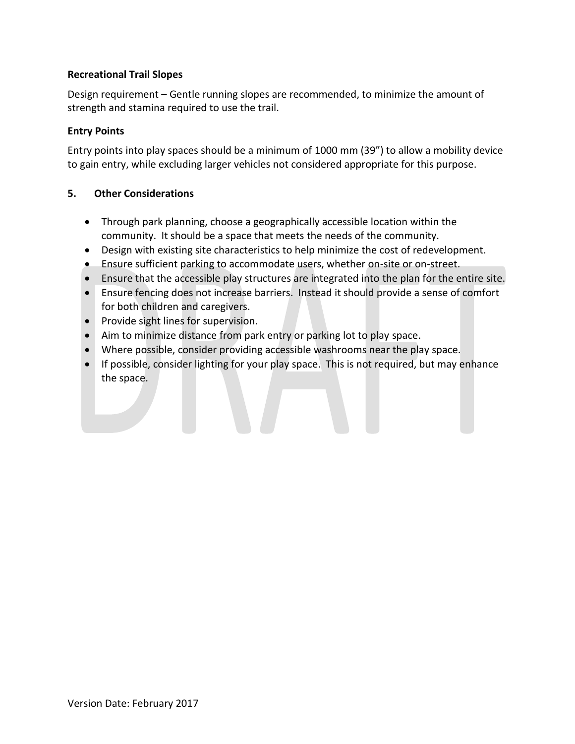**Recreational Trail Slopes**

Design requirement – Gentle running slopes are recommended, to minimize the amount of strength and stamina required to use the trail.

**Entry Points**

Entry points into play spaces should be a minimum of 1000 mm (39") to allow a mobility device to gain entry, while excluding larger vehicles not considered appropriate for this purpose.

## 5. Other Considerations

- Through park planning, choose a geographically accessible location within the community. It should be a space that meets the needs of the community.
- Design with existing site characteristics to help minimize the cost of redevelopment.
- Ensure sufficient parking to accommodate users, whether on-site or on-street.
- Ensure that the accessible play structures are integrated into the plan for the entire site.
- Ensure fencing does not increase barriers. Instead it should provide a sense of comfort for both children and caregivers.
- Provide sight lines for supervision.
- Aim to minimize distance from park entry or parking lot to play space.
- Where possible, consider providing accessible washrooms near the play space.
- If possible, consider lighting for your play space. This is not required, but may enhance the space.